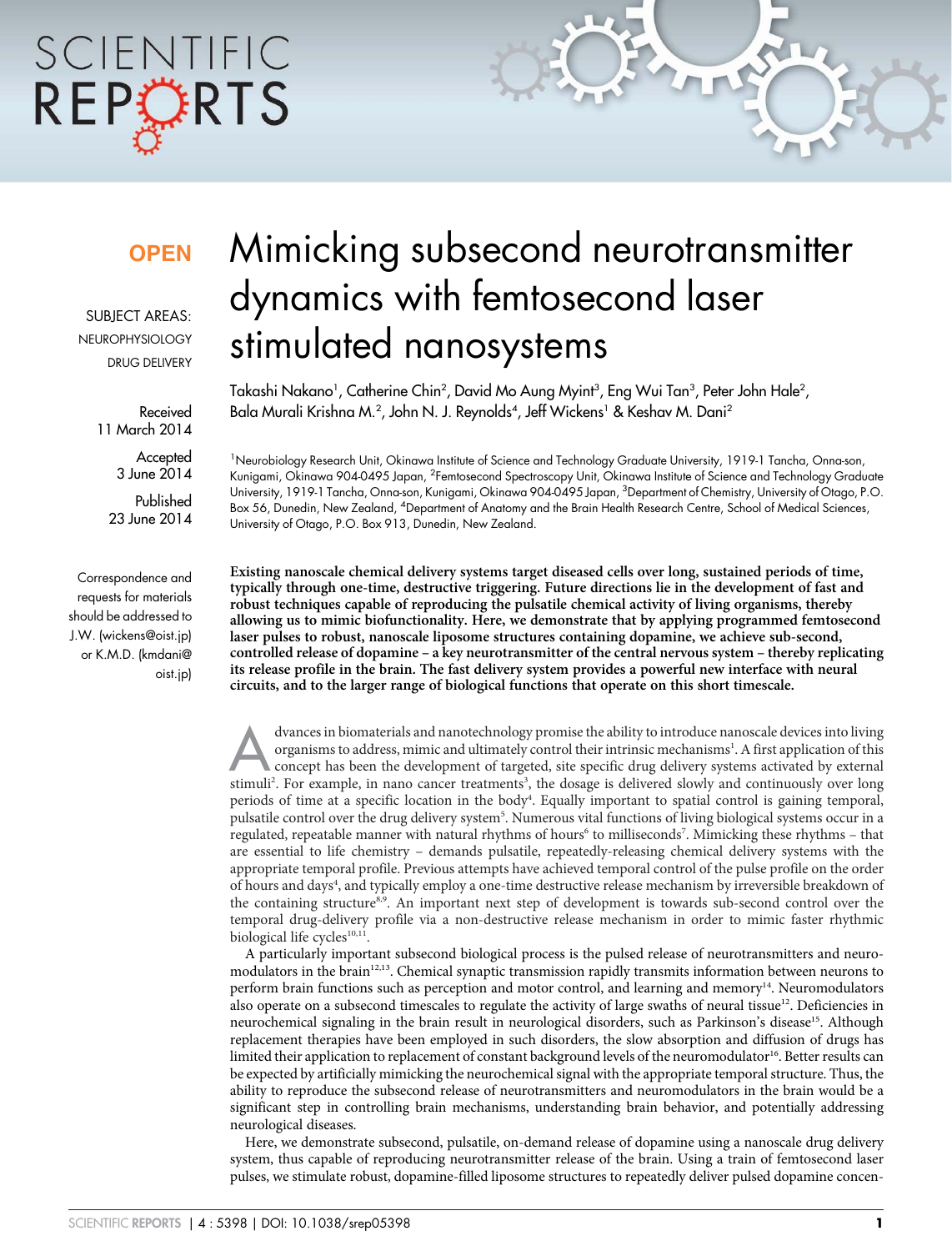# Mimicking subsecond neurotransmitter dynamics with femtosecond laser stimulated nanosystems

Takashi Nakano[1], Catherine Chin[2], David Mo Aung Myint[3], Eng Wui Tan[3], Peter John Hale[2], Bala Murali Krishna M.[2], John N. J. Reynolds[4], Jeff Wickens[1] & Keshav M. Dani[2]

[1]Neurobiology Research Unit, Okinawa Institute of Science and Technology Graduate University, 1919-1 Tancha, Onna-son, Kunigami, Okinawa 904-0495 Japan, [2]Femtosecond Spectroscopy Unit, Okinawa Institute of Science and Technology Graduate University, 1919-1 Tancha, Onna-son, Kunigami, Okinawa 904-0495 Japan, [3]Department of Chemistry, University of Otago, P.O. Box 56, Dunedin, New Zealand, [4]Department of Anatomy and the Brain Health Research Centre, School of Medical Sciences, University of Otago, P.O. Box 913, Dunedin, New Zealand.

OPEN

SUBJECT AREAS:
NEUROPHYSIOLOGY
DRUG DELIVERY

Received
11 March 2014

Accepted
3 June 2014

Published
23 June 2014

Correspondence and requests for materials should be addressed to J.W. (wickens@oist.jp) or K.M.D. (kmdani@oist.jp)

**Existing nanoscale chemical delivery systems target diseased cells over long, sustained periods of time, typically through one-time, destructive triggering. Future directions lie in the development of fast and robust techniques capable of reproducing the pulsatile chemical activity of living organisms, thereby allowing us to mimic biofunctionality. Here, we demonstrate that by applying programmed femtosecond laser pulses to robust, nanoscale liposome structures containing dopamine, we achieve sub-second, controlled release of dopamine – a key neurotransmitter of the central nervous system – thereby replicating its release profile in the brain. The fast delivery system provides a powerful new interface with neural circuits, and to the larger range of biological functions that operate on this short timescale.**

Advances in biomaterials and nanotechnology promise the ability to introduce nanoscale devices into living organisms to address, mimic and ultimately control their intrinsic mechanisms[1]. A first application of this concept has been the development of targeted, site specific drug delivery systems activated by external stimuli[2]. For example, in nano cancer treatments[3], the dosage is delivered slowly and continuously over long periods of time at a specific location in the body[4]. Equally important to spatial control is gaining temporal, pulsatile control over the drug delivery system[5]. Numerous vital functions of living biological systems occur in a regulated, repeatable manner with natural rhythms of hours[6] to milliseconds[7]. Mimicking these rhythms – that are essential to life chemistry – demands pulsatile, repeatedly-releasing chemical delivery systems with the appropriate temporal profile. Previous attempts have achieved temporal control of the pulse profile on the order of hours and days[4], and typically employ a one-time destructive release mechanism by irreversible breakdown of the containing structure[8,9]. An important next step of development is towards sub-second control over the temporal drug-delivery profile via a non-destructive release mechanism in order to mimic faster rhythmic biological life cycles[10,11].

A particularly important subsecond biological process is the pulsed release of neurotransmitters and neuromodulators in the brain[12,13]. Chemical synaptic transmission rapidly transmits information between neurons to perform brain functions such as perception and motor control, and learning and memory[14]. Neuromodulators also operate on a subsecond timescales to regulate the activity of large swaths of neural tissue[12]. Deficiencies in neurochemical signaling in the brain result in neurological disorders, such as Parkinson's disease[15]. Although replacement therapies have been employed in such disorders, the slow absorption and diffusion of drugs has limited their application to replacement of constant background levels of the neuromodulator[16]. Better results can be expected by artificially mimicking the neurochemical signal with the appropriate temporal structure. Thus, the ability to reproduce the subsecond release of neurotransmitters and neuromodulators in the brain would be a significant step in controlling brain mechanisms, understanding brain behavior, and potentially addressing neurological diseases.

Here, we demonstrate subsecond, pulsatile, on-demand release of dopamine using a nanoscale drug delivery system, thus capable of reproducing neurotransmitter release of the brain. Using a train of femtosecond laser pulses, we stimulate robust, dopamine-filled liposome structures to repeatedly deliver pulsed dopamine concen-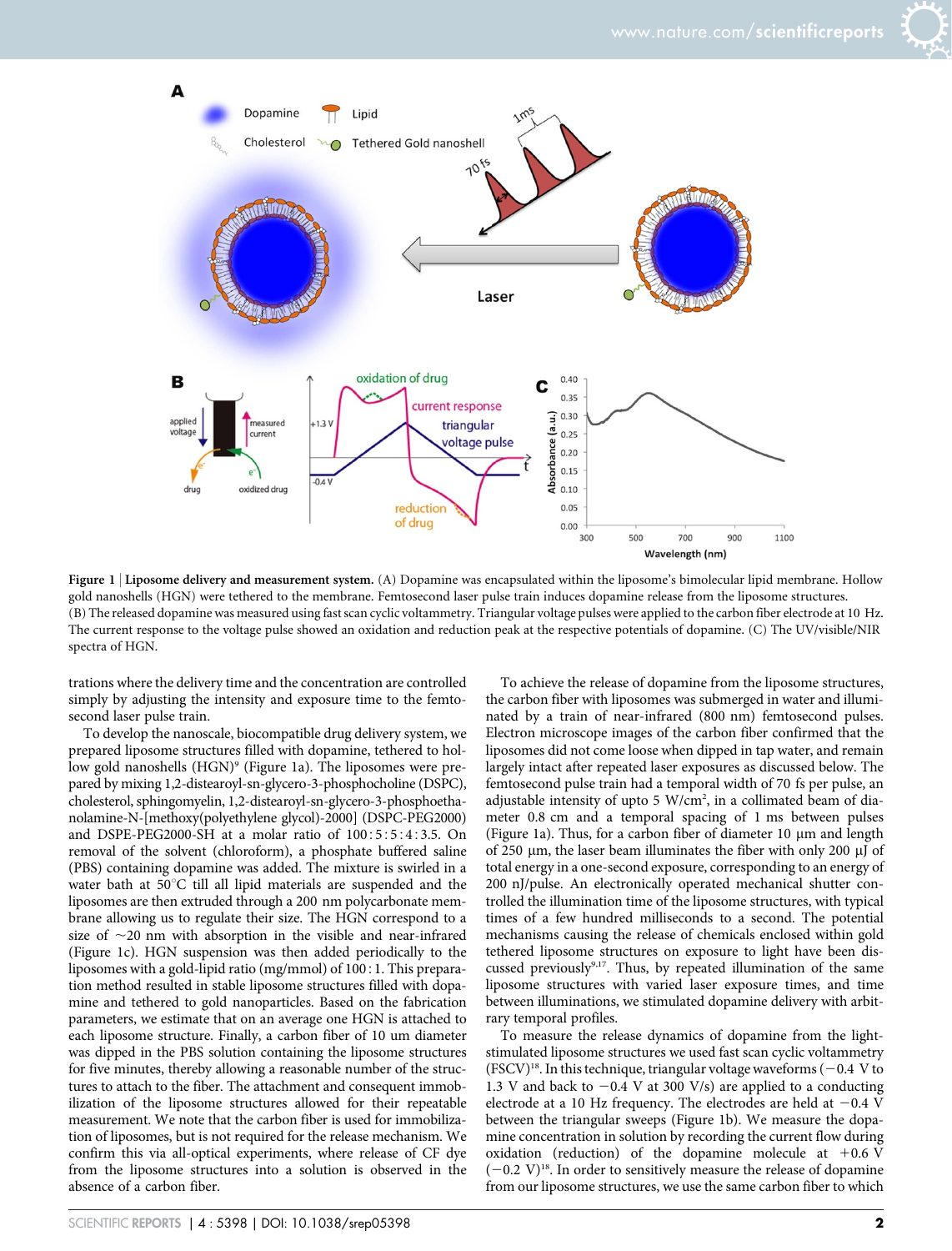**Figure 1 | Liposome delivery and measurement system.** (A) Dopamine was encapsulated within the liposome's bimolecular lipid membrane. Hollow gold nanoshells (HGN) were tethered to the membrane. Femtosecond laser pulse train induces dopamine release from the liposome structures. (B) The released dopamine was measured using fast scan cyclic voltammetry. Triangular voltage pulses were applied to the carbon fiber electrode at 10 Hz. The current response to the voltage pulse showed an oxidation and reduction peak at the respective potentials of dopamine. (C) The UV/visible/NIR spectra of HGN.

trations where the delivery time and the concentration are controlled simply by adjusting the intensity and exposure time to the femtosecond laser pulse train.

To develop the nanoscale, biocompatible drug delivery system, we prepared liposome structures filled with dopamine, tethered to hollow gold nanoshells (HGN)[9] (Figure 1a). The liposomes were prepared by mixing 1,2-distearoyl-sn-glycero-3-phosphocholine (DSPC), cholesterol, sphingomyelin, 1,2-distearoyl-sn-glycero-3-phosphoethanolamine-N-[methoxy(polyethylene glycol)-2000] (DSPC-PEG2000) and DSPE-PEG2000-SH at a molar ratio of 100 : 5 : 5 : 4 : 3.5. On removal of the solvent (chloroform), a phosphate buffered saline (PBS) containing dopamine was added. The mixture is swirled in a water bath at 50°C till all lipid materials are suspended and the liposomes are then extruded through a 200 nm polycarbonate membrane allowing us to regulate their size. The HGN correspond to a size of ~20 nm with absorption in the visible and near-infrared (Figure 1c). HGN suspension was then added periodically to the liposomes with a gold-lipid ratio (mg/mmol) of 100 : 1. This preparation method resulted in stable liposome structures filled with dopamine and tethered to gold nanoparticles. Based on the fabrication parameters, we estimate that on an average one HGN is attached to each liposome structure. Finally, a carbon fiber of 10 um diameter was dipped in the PBS solution containing the liposome structures for five minutes, thereby allowing a reasonable number of the structures to attach to the fiber. The attachment and consequent immobilization of the liposome structures allowed for their repeatable measurement. We note that the carbon fiber is used for immobilization of liposomes, but is not required for the release mechanism. We confirm this via all-optical experiments, where release of CF dye from the liposome structures into a solution is observed in the absence of a carbon fiber.

To achieve the release of dopamine from the liposome structures, the carbon fiber with liposomes was submerged in water and illuminated by a train of near-infrared (800 nm) femtosecond pulses. Electron microscope images of the carbon fiber confirmed that the liposomes did not come loose when dipped in tap water, and remain largely intact after repeated laser exposures as discussed below. The femtosecond pulse train had a temporal width of 70 fs per pulse, an adjustable intensity of upto 5 W/cm$^2$, in a collimated beam of diameter 0.8 cm and a temporal spacing of 1 ms between pulses (Figure 1a). Thus, for a carbon fiber of diameter 10 μm and length of 250 μm, the laser beam illuminates the fiber with only 200 μJ of total energy in a one-second exposure, corresponding to an energy of 200 nJ/pulse. An electronically operated mechanical shutter controlled the illumination time of the liposome structures, with typical times of a few hundred milliseconds to a second. The potential mechanisms causing the release of chemicals enclosed within gold tethered liposome structures on exposure to light have been discussed previously[9,17]. Thus, by repeated illumination of the same liposome structures with varied laser exposure times, and time between illuminations, we stimulated dopamine delivery with arbitrary temporal profiles.

To measure the release dynamics of dopamine from the light-stimulated liposome structures we used fast scan cyclic voltammetry (FSCV)[18]. In this technique, triangular voltage waveforms (−0.4 V to 1.3 V and back to −0.4 V at 300 V/s) are applied to a conducting electrode at a 10 Hz frequency. The electrodes are held at −0.4 V between the triangular sweeps (Figure 1b). We measure the dopamine concentration in solution by recording the current flow during oxidation (reduction) of the dopamine molecule at +0.6 V (−0.2 V)[18]. In order to sensitively measure the release of dopamine from our liposome structures, we use the same carbon fiber to which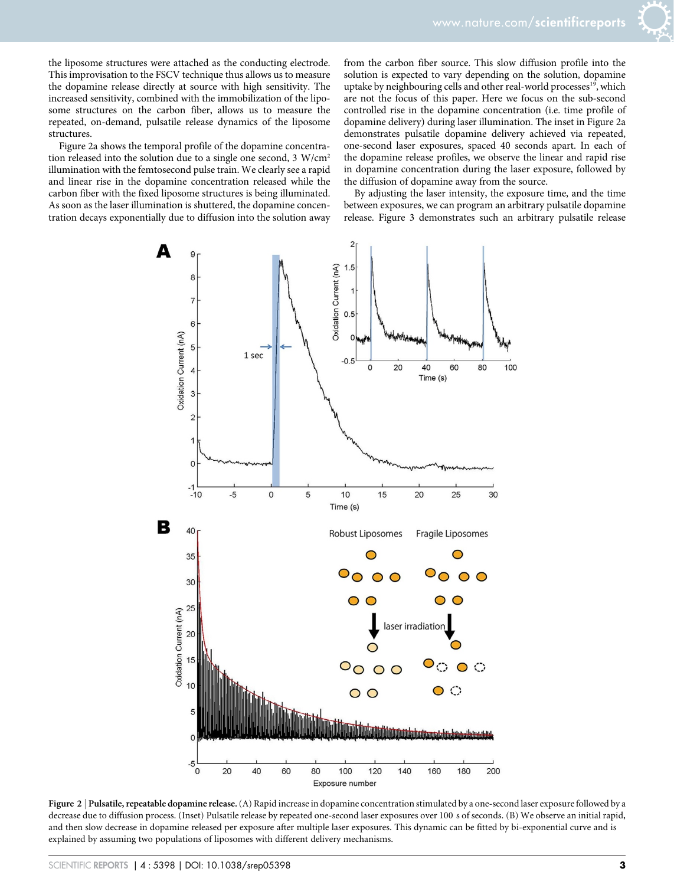the liposome structures were attached as the conducting electrode. This improvisation to the FSCV technique thus allows us to measure the dopamine release directly at source with high sensitivity. The increased sensitivity, combined with the immobilization of the liposome structures on the carbon fiber, allows us to measure the repeated, on-demand, pulsatile release dynamics of the liposome structures.

Figure 2a shows the temporal profile of the dopamine concentration released into the solution due to a single one second, 3 W/cm² illumination with the femtosecond pulse train. We clearly see a rapid and linear rise in the dopamine concentration released while the carbon fiber with the fixed liposome structures is being illuminated. As soon as the laser illumination is shuttered, the dopamine concentration decays exponentially due to diffusion into the solution away from the carbon fiber source. This slow diffusion profile into the solution is expected to vary depending on the solution, dopamine uptake by neighbouring cells and other real-world processes[19], which are not the focus of this paper. Here we focus on the sub-second controlled rise in the dopamine concentration (i.e. time profile of dopamine delivery) during laser illumination. The inset in Figure 2a demonstrates pulsatile dopamine delivery achieved via repeated, one-second laser exposures, spaced 40 seconds apart. In each of the dopamine release profiles, we observe the linear and rapid rise in dopamine concentration during the laser exposure, followed by the diffusion of dopamine away from the source.

By adjusting the laser intensity, the exposure time, and the time between exposures, we can program an arbitrary pulsatile dopamine release. Figure 3 demonstrates such an arbitrary pulsatile release

**Figure 2 | Pulsatile, repeatable dopamine release.** (A) Rapid increase in dopamine concentration stimulated by a one-second laser exposure followed by a decrease due to diffusion process. (Inset) Pulsatile release by repeated one-second laser exposures over 100 s of seconds. (B) We observe an initial rapid, and then slow decrease in dopamine released per exposure after multiple laser exposures. This dynamic can be fitted by bi-exponential curve and is explained by assuming two populations of liposomes with different delivery mechanisms.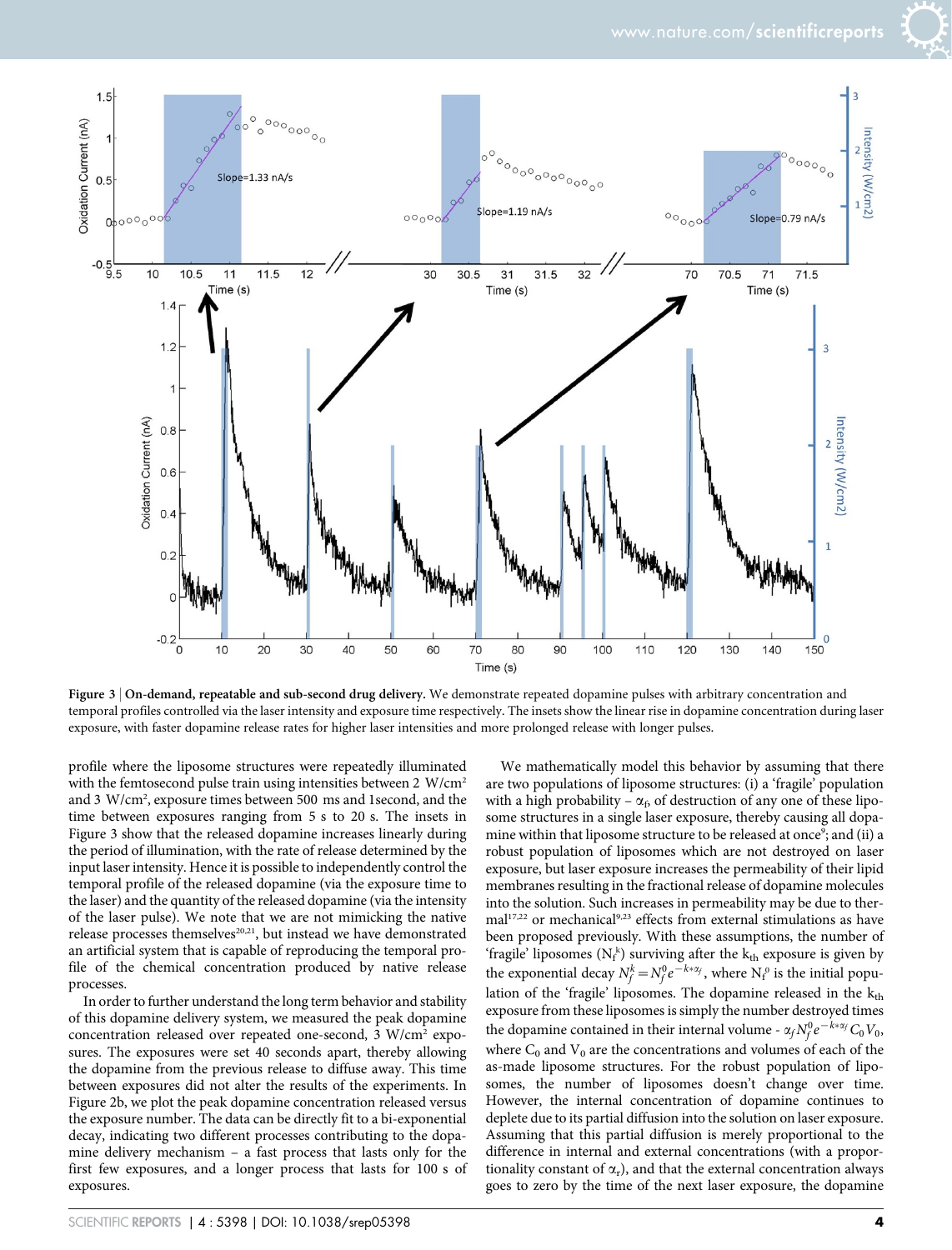**Figure 3 | On-demand, repeatable and sub-second drug delivery.** We demonstrate repeated dopamine pulses with arbitrary concentration and temporal profiles controlled via the laser intensity and exposure time respectively. The insets show the linear rise in dopamine concentration during laser exposure, with faster dopamine release rates for higher laser intensities and more prolonged release with longer pulses.

profile where the liposome structures were repeatedly illuminated with the femtosecond pulse train using intensities between 2 W/cm² and 3 W/cm², exposure times between 500 ms and 1second, and the time between exposures ranging from 5 s to 20 s. The insets in Figure 3 show that the released dopamine increases linearly during the period of illumination, with the rate of release determined by the input laser intensity. Hence it is possible to independently control the temporal profile of the released dopamine (via the exposure time to the laser) and the quantity of the released dopamine (via the intensity of the laser pulse). We note that we are not mimicking the native release processes themselves[20,21], but instead we have demonstrated an artificial system that is capable of reproducing the temporal profile of the chemical concentration produced by native release processes.

In order to further understand the long term behavior and stability of this dopamine delivery system, we measured the peak dopamine concentration released over repeated one-second, 3 W/cm² exposures. The exposures were set 40 seconds apart, thereby allowing the dopamine from the previous release to diffuse away. This time between exposures did not alter the results of the experiments. In Figure 2b, we plot the peak dopamine concentration released versus the exposure number. The data can be directly fit to a bi-exponential decay, indicating two different processes contributing to the dopamine delivery mechanism – a fast process that lasts only for the first few exposures, and a longer process that lasts for 100 s of exposures.

We mathematically model this behavior by assuming that there are two populations of liposome structures: (i) a 'fragile' population with a high probability – $\alpha_f$, of destruction of any one of these liposome structures in a single laser exposure, thereby causing all dopamine within that liposome structure to be released at once[9]; and (ii) a robust population of liposomes which are not destroyed on laser exposure, but laser exposure increases the permeability of their lipid membranes resulting in the fractional release of dopamine molecules into the solution. Such increases in permeability may be due to thermal[17,22] or mechanical[9,23] effects from external stimulations as have been proposed previously. With these assumptions, the number of 'fragile' liposomes ($N_f^k$) surviving after the $k_{th}$ exposure is given by the exponential decay $N_f^k = N_f^0 e^{-k*\alpha_f}$, where $N_f^0$ is the initial population of the 'fragile' liposomes. The dopamine released in the $k_{th}$ exposure from these liposomes is simply the number destroyed times the dopamine contained in their internal volume - $\alpha_f N_f^0 e^{-k*\alpha_f} C_0 V_0$, where $C_0$ and $V_0$ are the concentrations and volumes of each of the as-made liposome structures. For the robust population of liposomes, the number of liposomes doesn't change over time. However, the internal concentration of dopamine continues to deplete due to its partial diffusion into the solution on laser exposure. Assuming that this partial diffusion is merely proportional to the difference in internal and external concentrations (with a proportionality constant of $\alpha_r$), and that the external concentration always goes to zero by the time of the next laser exposure, the dopamine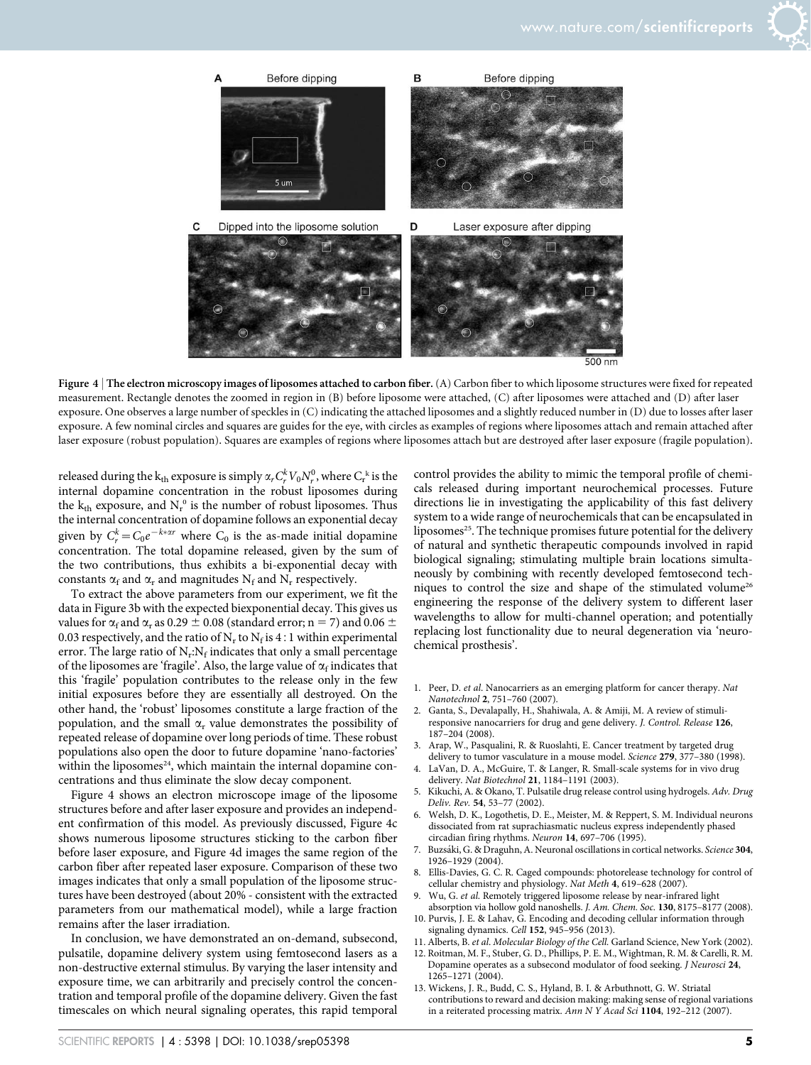**Figure 4 | The electron microscopy images of liposomes attached to carbon fiber.** (A) Carbon fiber to which liposome structures were fixed for repeated measurement. Rectangle denotes the zoomed in region in (B) before liposome were attached, (C) after liposomes were attached and (D) after laser exposure. One observes a large number of speckles in (C) indicating the attached liposomes and a slightly reduced number in (D) due to losses after laser exposure. A few nominal circles and squares are guides for the eye, with circles as examples of regions where liposomes attach and remain attached after laser exposure (robust population). Squares are examples of regions where liposomes attach but are destroyed after laser exposure (fragile population).

released during the $k_{th}$ exposure is simply $\alpha_r C_r^k V_0 N_r^0$, where $C_r^k$ is the internal dopamine concentration in the robust liposomes during the $k_{th}$ exposure, and $N_r^0$ is the number of robust liposomes. Thus the internal concentration of dopamine follows an exponential decay given by $C_r^k = C_0 e^{-k*\alpha r}$ where $C_0$ is the as-made initial dopamine concentration. The total dopamine released, given by the sum of the two contributions, thus exhibits a bi-exponential decay with constants $\alpha_f$ and $\alpha_r$ and magnitudes $N_f$ and $N_r$ respectively.

To extract the above parameters from our experiment, we fit the data in Figure 3b with the expected biexponential decay. This gives us values for $\alpha_f$ and $\alpha_r$ as $0.29 \pm 0.08$ (standard error; $n = 7$) and $0.06 \pm 0.03$ respectively, and the ratio of $N_r$ to $N_f$ is 4 : 1 within experimental error. The large ratio of $N_r$:$N_f$ indicates that only a small percentage of the liposomes are 'fragile'. Also, the large value of $\alpha_f$ indicates that this 'fragile' population contributes to the release only in the few initial exposures before they are essentially all destroyed. On the other hand, the 'robust' liposomes constitute a large fraction of the population, and the small $\alpha_r$ value demonstrates the possibility of repeated release of dopamine over long periods of time. These robust populations also open the door to future dopamine 'nano-factories' within the liposomes[24], which maintain the internal dopamine concentrations and thus eliminate the slow decay component.

Figure 4 shows an electron microscope image of the liposome structures before and after laser exposure and provides an independent confirmation of this model. As previously discussed, Figure 4c shows numerous liposome structures sticking to the carbon fiber before laser exposure, and Figure 4d images the same region of the carbon fiber after repeated laser exposure. Comparison of these two images indicates that only a small population of the liposome structures have been destroyed (about 20% - consistent with the extracted parameters from our mathematical model), while a large fraction remains after the laser irradiation.

In conclusion, we have demonstrated an on-demand, subsecond, pulsatile, dopamine delivery system using femtosecond lasers as a non-destructive external stimulus. By varying the laser intensity and exposure time, we can arbitrarily and precisely control the concentration and temporal profile of the dopamine delivery. Given the fast timescales on which neural signaling operates, this rapid temporal control provides the ability to mimic the temporal profile of chemicals released during important neurochemical processes. Future directions lie in investigating the applicability of this fast delivery system to a wide range of neurochemicals that can be encapsulated in liposomes[25]. The technique promises future potential for the delivery of natural and synthetic therapeutic compounds involved in rapid biological signaling; stimulating multiple brain locations simultaneously by combining with recently developed femtosecond techniques to control the size and shape of the stimulated volume[26] engineering the response of the delivery system to different laser wavelengths to allow for multi-channel operation; and potentially replacing lost functionality due to neural degeneration via 'neurochemical prosthesis'.

1. Peer, D. *et al*. Nanocarriers as an emerging platform for cancer therapy. *Nat Nanotechnol* **2**, 751–760 (2007).
2. Ganta, S., Devalapally, H., Shahiwala, A. & Amiji, M. A review of stimuli-responsive nanocarriers for drug and gene delivery. *J. Control. Release* **126**, 187–204 (2008).
3. Arap, W., Pasqualini, R. & Ruoslahti, E. Cancer treatment by targeted drug delivery to tumor vasculature in a mouse model. *Science* **279**, 377–380 (1998).
4. LaVan, D. A., McGuire, T. & Langer, R. Small-scale systems for in vivo drug delivery. *Nat Biotechnol* **21**, 1184–1191 (2003).
5. Kikuchi, A. & Okano, T. Pulsatile drug release control using hydrogels. *Adv. Drug Deliv. Rev.* **54**, 53–77 (2002).
6. Welsh, D. K., Logothetis, D. E., Meister, M. & Reppert, S. M. Individual neurons dissociated from rat suprachiasmatic nucleus express independently phased circadian firing rhythms. *Neuron* **14**, 697–706 (1995).
7. Buzsáki, G. & Draguhn, A. Neuronal oscillations in cortical networks. *Science* **304**, 1926–1929 (2004).
8. Ellis-Davies, G. C. R. Caged compounds: photorelease technology for control of cellular chemistry and physiology. *Nat Meth* **4**, 619–628 (2007).
9. Wu, G. *et al.* Remotely triggered liposome release by near-infrared light absorption via hollow gold nanoshells. *J. Am. Chem. Soc.* **130**, 8175–8177 (2008).
10. Purvis, J. E. & Lahav, G. Encoding and decoding cellular information through signaling dynamics. *Cell* **152**, 945–956 (2013).
11. Alberts, B. *et al. Molecular Biology of the Cell.* Garland Science, New York (2002).
12. Roitman, M. F., Stuber, G. D., Phillips, P. E. M., Wightman, R. M. & Carelli, R. M. Dopamine operates as a subsecond modulator of food seeking. *J Neurosci* **24**, 1265–1271 (2004).
13. Wickens, J. R., Budd, C. S., Hyland, B. I. & Arbuthnott, G. W. Striatal contributions to reward and decision making: making sense of regional variations in a reiterated processing matrix. *Ann N Y Acad Sci* **1104**, 192–212 (2007).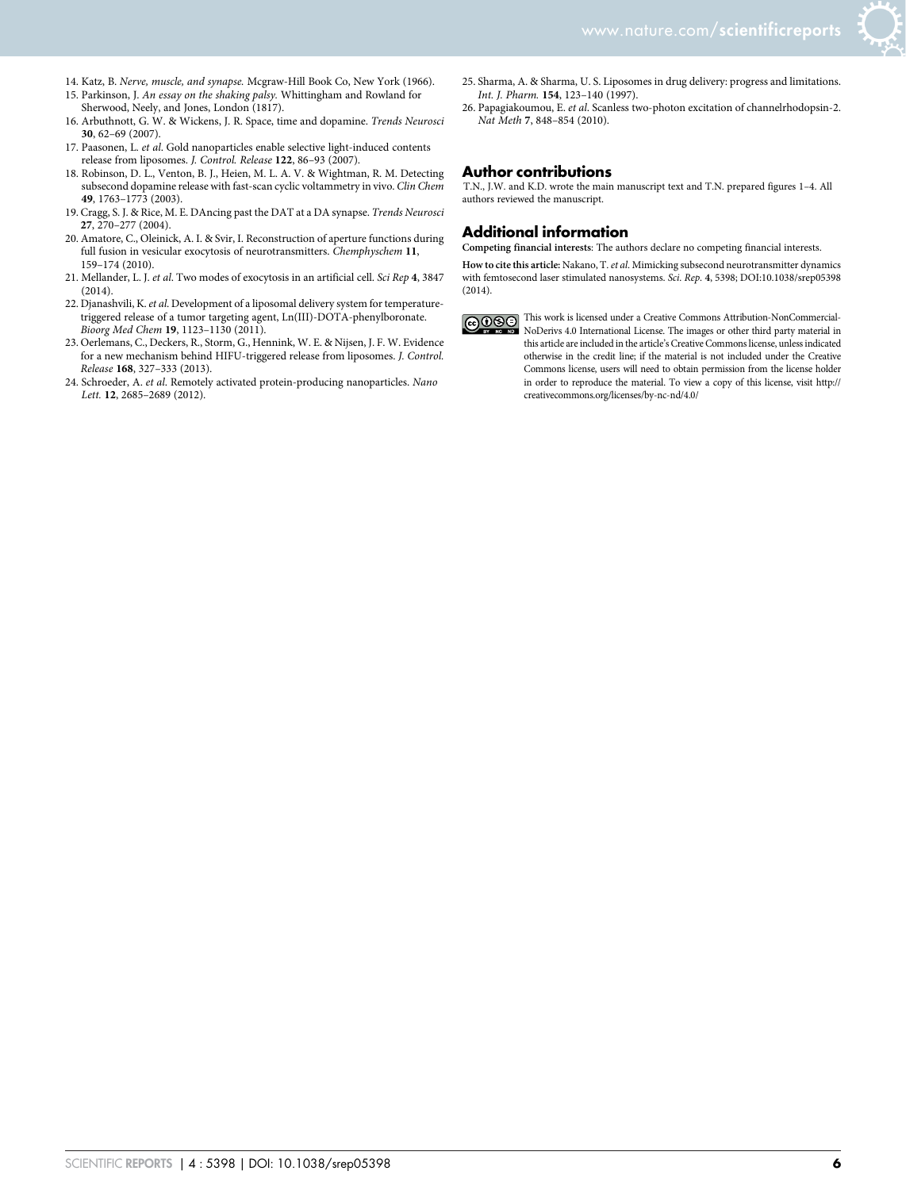14. Katz, B. *Nerve, muscle, and synapse.* Mcgraw-Hill Book Co, New York (1966).
15. Parkinson, J. *An essay on the shaking palsy.* Whittingham and Rowland for Sherwood, Neely, and Jones, London (1817).
16. Arbuthnott, G. W. & Wickens, J. R. Space, time and dopamine. *Trends Neurosci* **30**, 62–69 (2007).
17. Paasonen, L. *et al.* Gold nanoparticles enable selective light-induced contents release from liposomes. *J. Control. Release* **122**, 86–93 (2007).
18. Robinson, D. L., Venton, B. J., Heien, M. L. A. V. & Wightman, R. M. Detecting subsecond dopamine release with fast-scan cyclic voltammetry in vivo. *Clin Chem* **49**, 1763–1773 (2003).
19. Cragg, S. J. & Rice, M. E. DAncing past the DAT at a DA synapse. *Trends Neurosci* **27**, 270–277 (2004).
20. Amatore, C., Oleinick, A. I. & Svir, I. Reconstruction of aperture functions during full fusion in vesicular exocytosis of neurotransmitters. *Chemphyschem* **11**, 159–174 (2010).
21. Mellander, L. J. *et al.* Two modes of exocytosis in an artificial cell. *Sci Rep* **4**, 3847 (2014).
22. Djanashvili, K. *et al.* Development of a liposomal delivery system for temperature-triggered release of a tumor targeting agent, Ln(III)-DOTA-phenylboronate. *Bioorg Med Chem* **19**, 1123–1130 (2011).
23. Oerlemans, C., Deckers, R., Storm, G., Hennink, W. E. & Nijsen, J. F. W. Evidence for a new mechanism behind HIFU-triggered release from liposomes. *J. Control. Release* **168**, 327–333 (2013).
24. Schroeder, A. *et al.* Remotely activated protein-producing nanoparticles. *Nano Lett.* **12**, 2685–2689 (2012).
25. Sharma, A. & Sharma, U. S. Liposomes in drug delivery: progress and limitations. *Int. J. Pharm.* **154**, 123–140 (1997).
26. Papagiakoumou, E. *et al.* Scanless two-photon excitation of channelrhodopsin-2. *Nat Meth* **7**, 848–854 (2010).

## Author contributions

T.N., J.W. and K.D. wrote the main manuscript text and T.N. prepared figures 1–4. All authors reviewed the manuscript.

## Additional information

**Competing financial interests**: The authors declare no competing financial interests.

**How to cite this article:** Nakano, T. *et al.* Mimicking subsecond neurotransmitter dynamics with femtosecond laser stimulated nanosystems. *Sci. Rep.* **4**, 5398; DOI:10.1038/srep05398 (2014).

This work is licensed under a Creative Commons Attribution-NonCommercial-NoDerivs 4.0 International License. The images or other third party material in this article are included in the article's Creative Commons license, unless indicated otherwise in the credit line; if the material is not included under the Creative Commons license, users will need to obtain permission from the license holder in order to reproduce the material. To view a copy of this license, visit http://creativecommons.org/licenses/by-nc-nd/4.0/